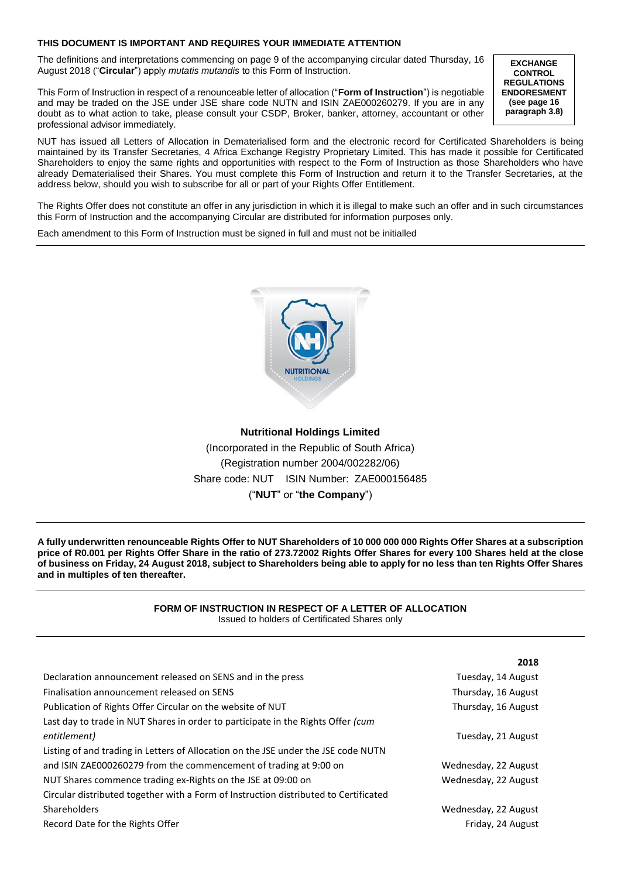**THIS DOCUMENT IS IMPORTANT AND REQUIRES YOUR IMMEDIATE ATTENTION**

| **EXCHANGE CONTROL REGULATIONS ENDORSEMENT (see page 16 paragraph 3.8)** |
|---|

The definitions and interpretations commencing on page 9 of the accompanying circular dated Thursday, 16 August 2018 ("**Circular**") apply *mutatis mutandis* to this Form of Instruction.

This Form of Instruction in respect of a renounceable letter of allocation ("**Form of Instruction**") is negotiable and may be traded on the JSE under JSE share code NUTN and ISIN ZAE000260279. If you are in any doubt as to what action to take, please consult your CSDP, Broker, banker, attorney, accountant or other professional advisor immediately.

NUT has issued all Letters of Allocation in Dematerialised form and the electronic record for Certificated Shareholders is being maintained by its Transfer Secretaries, 4 Africa Exchange Registry Proprietary Limited. This has made it possible for Certificated Shareholders to enjoy the same rights and opportunities with respect to the Form of Instruction as those Shareholders who have already Dematerialised their Shares. You must complete this Form of Instruction and return it to the Transfer Secretaries, at the address below, should you wish to subscribe for all or part of your Rights Offer Entitlement.

The Rights Offer does not constitute an offer in any jurisdiction in which it is illegal to make such an offer and in such circumstances this Form of Instruction and the accompanying Circular are distributed for information purposes only.

Each amendment to this Form of Instruction must be signed in full and must not be initialled

---

**Nutritional Holdings Limited**

(Incorporated in the Republic of South Africa)

(Registration number 2004/002282/06)

Share code: NUT ISIN Number: ZAE000156485

("**NUT**" or "**the Company**")

---

**A fully underwritten renounceable Rights Offer to NUT Shareholders of 10 000 000 000 Rights Offer Shares at a subscription price of R0.001 per Rights Offer Share in the ratio of 273.72002 Rights Offer Shares for every 100 Shares held at the close of business on Friday, 24 August 2018, subject to Shareholders being able to apply for no less than ten Rights Offer Shares and in multiples of ten thereafter.**

---

**FORM OF INSTRUCTION IN RESPECT OF A LETTER OF ALLOCATION**

Issued to holders of Certificated Shares only

---

| | **2018** |
|---|---|
| Declaration announcement released on SENS and in the press | Tuesday, 14 August |
| Finalisation announcement released on SENS | Thursday, 16 August |
| Publication of Rights Offer Circular on the website of NUT | Thursday, 16 August |
| Last day to trade in NUT Shares in order to participate in the Rights Offer *(cum entitlement)* | Tuesday, 21 August |
| Listing of and trading in Letters of Allocation on the JSE under the JSE code NUTN and ISIN ZAE000260279 from the commencement of trading at 9:00 on | Wednesday, 22 August |
| NUT Shares commence trading ex-Rights on the JSE at 09:00 on | Wednesday, 22 August |
| Circular distributed together with a Form of Instruction distributed to Certificated Shareholders | Wednesday, 22 August |
| Record Date for the Rights Offer | Friday, 24 August |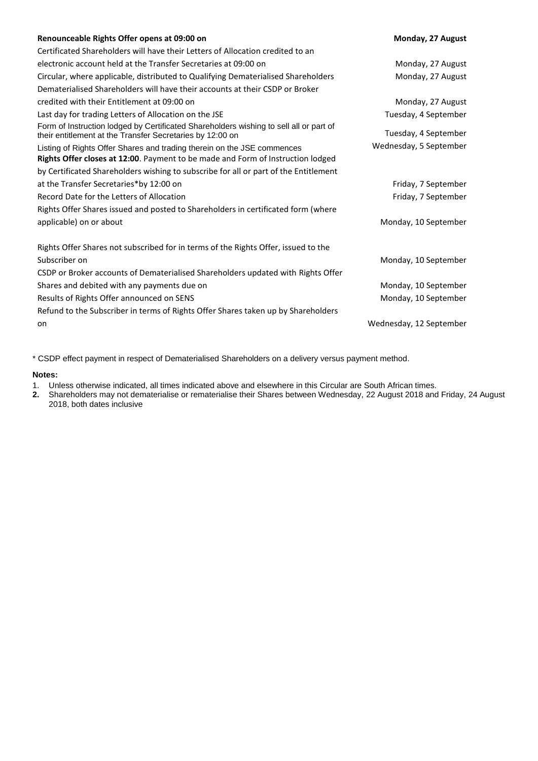| | |
|---|---|
| **Renounceable Rights Offer opens at 09:00 on** | **Monday, 27 August** |
| Certificated Shareholders will have their Letters of Allocation credited to an electronic account held at the Transfer Secretaries at 09:00 on | Monday, 27 August |
| Circular, where applicable, distributed to Qualifying Dematerialised Shareholders | Monday, 27 August |
| Dematerialised Shareholders will have their accounts at their CSDP or Broker credited with their Entitlement at 09:00 on | Monday, 27 August |
| Last day for trading Letters of Allocation on the JSE | Tuesday, 4 September |
| Form of Instruction lodged by Certificated Shareholders wishing to sell all or part of their entitlement at the Transfer Secretaries by 12:00 on | Tuesday, 4 September |
| Listing of Rights Offer Shares and trading therein on the JSE commences | Wednesday, 5 September |
| **Rights Offer closes at 12:00**. Payment to be made and Form of Instruction lodged by Certificated Shareholders wishing to subscribe for all or part of the Entitlement at the Transfer Secretaries*by 12:00 on | Friday, 7 September |
| Record Date for the Letters of Allocation | Friday, 7 September |
| Rights Offer Shares issued and posted to Shareholders in certificated form (where applicable) on or about | Monday, 10 September |
| Rights Offer Shares not subscribed for in terms of the Rights Offer, issued to the Subscriber on | Monday, 10 September |
| CSDP or Broker accounts of Dematerialised Shareholders updated with Rights Offer Shares and debited with any payments due on | Monday, 10 September |
| Results of Rights Offer announced on SENS | Monday, 10 September |
| Refund to the Subscriber in terms of Rights Offer Shares taken up by Shareholders on | Wednesday, 12 September |

* CSDP effect payment in respect of Dematerialised Shareholders on a delivery versus payment method.

**Notes:**

1. Unless otherwise indicated, all times indicated above and elsewhere in this Circular are South African times.
2. Shareholders may not dematerialise or rematerialise their Shares between Wednesday, 22 August 2018 and Friday, 24 August 2018, both dates inclusive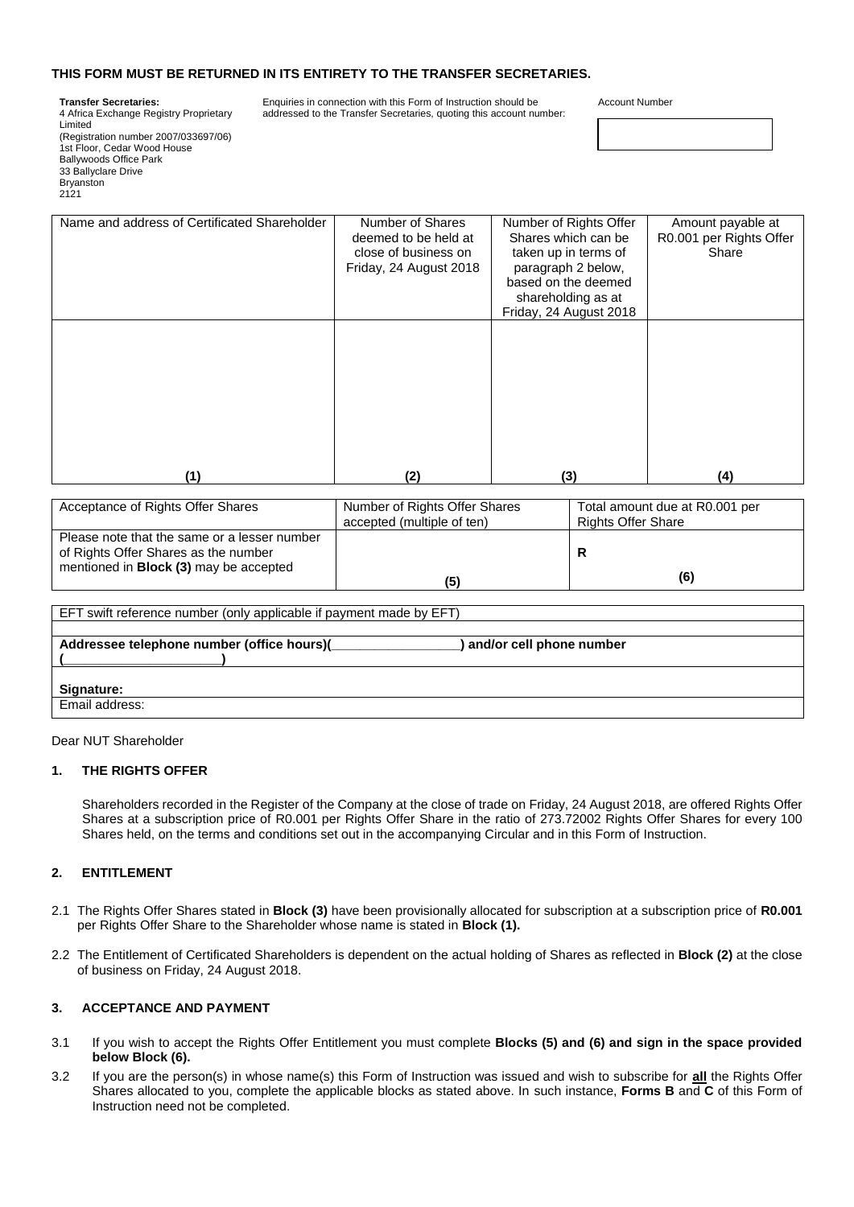**THIS FORM MUST BE RETURNED IN ITS ENTIRETY TO THE TRANSFER SECRETARIES.**

**Transfer Secretaries:**
4 Africa Exchange Registry Proprietary Limited
(Registration number 2007/033697/06)
1st Floor, Cedar Wood House
Ballywoods Office Park
33 Ballyclare Drive
Bryanston
2121

Enquiries in connection with this Form of Instruction should be addressed to the Transfer Secretaries, quoting this account number:

Account Number

| |
|---|
| |

| Name and address of Certificated Shareholder | Number of Shares deemed to be held at close of business on Friday, 24 August 2018 | Number of Rights Offer Shares which can be taken up in terms of paragraph 2 below, based on the deemed shareholding as at Friday, 24 August 2018 | Amount payable at R0.001 per Rights Offer Share |
|---|---|---|---|
| | | | |
| **(1)** | **(2)** | **(3)** | **(4)** |

| Acceptance of Rights Offer Shares | Number of Rights Offer Shares accepted (multiple of ten) | Total amount due at R0.001 per Rights Offer Share |
|---|---|---|
| Please note that the same or a lesser number of Rights Offer Shares as the number mentioned in **Block (3)** may be accepted | **(5)** | **R** **(6)** |

| EFT swift reference number (only applicable if payment made by EFT) |
|---|
| |
| **Addressee telephone number (office hours)(________________) and/or cell phone number (____________________)** |
| **Signature:** |
| Email address: |

Dear NUT Shareholder

## 1. THE RIGHTS OFFER

Shareholders recorded in the Register of the Company at the close of trade on Friday, 24 August 2018, are offered Rights Offer Shares at a subscription price of R0.001 per Rights Offer Share in the ratio of 273.72002 Rights Offer Shares for every 100 Shares held, on the terms and conditions set out in the accompanying Circular and in this Form of Instruction.

## 2. ENTITLEMENT

2.1 The Rights Offer Shares stated in **Block (3)** have been provisionally allocated for subscription at a subscription price of **R0.001** per Rights Offer Share to the Shareholder whose name is stated in **Block (1).**

2.2 The Entitlement of Certificated Shareholders is dependent on the actual holding of Shares as reflected in **Block (2)** at the close of business on Friday, 24 August 2018.

## 3. ACCEPTANCE AND PAYMENT

3.1 If you wish to accept the Rights Offer Entitlement you must complete **Blocks (5) and (6) and sign in the space provided below Block (6).**

3.2 If you are the person(s) in whose name(s) this Form of Instruction was issued and wish to subscribe for **all** the Rights Offer Shares allocated to you, complete the applicable blocks as stated above. In such instance, **Forms B** and **C** of this Form of Instruction need not be completed.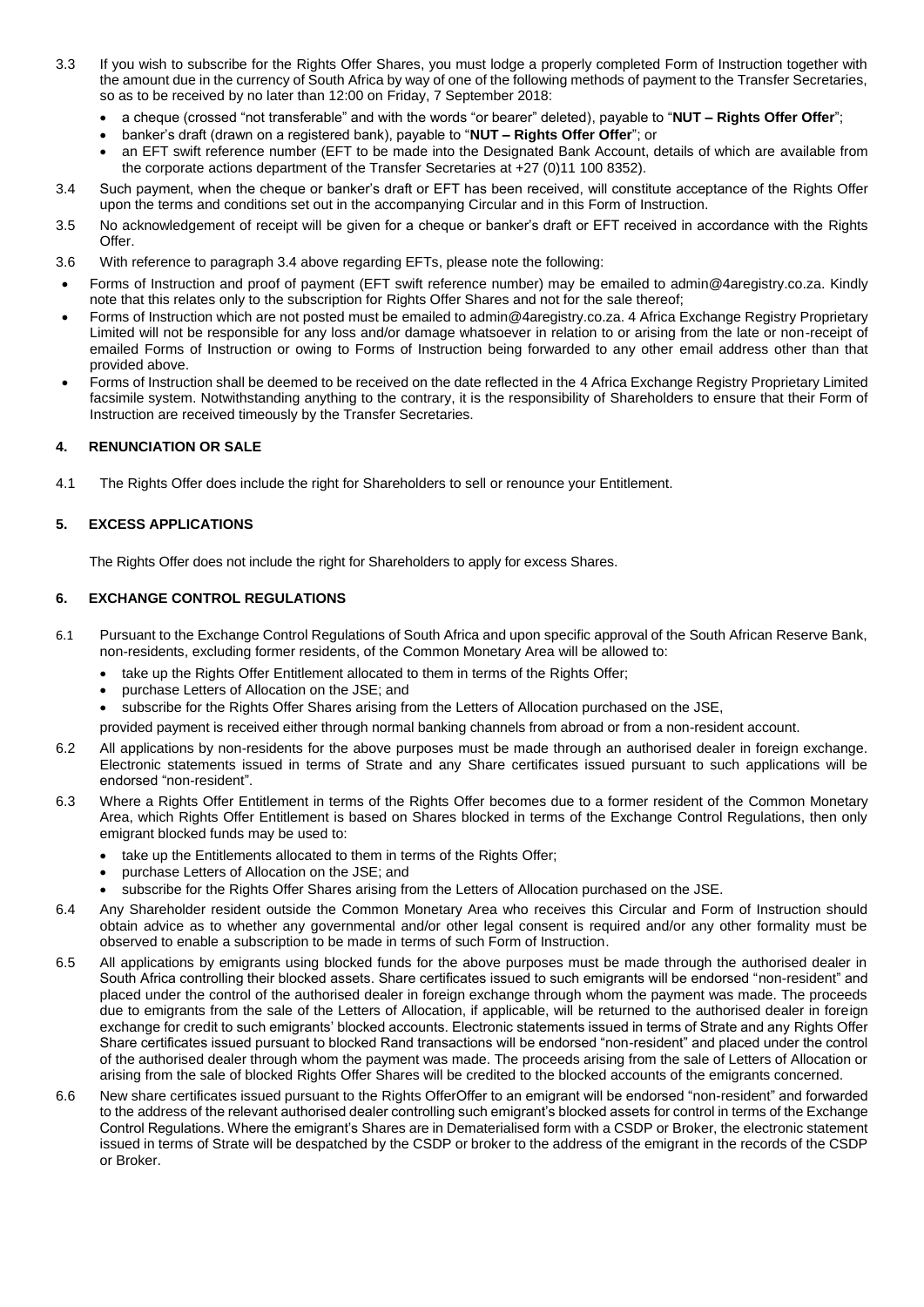3.3 If you wish to subscribe for the Rights Offer Shares, you must lodge a properly completed Form of Instruction together with the amount due in the currency of South Africa by way of one of the following methods of payment to the Transfer Secretaries, so as to be received by no later than 12:00 on Friday, 7 September 2018:

- a cheque (crossed "not transferable" and with the words "or bearer" deleted), payable to "**NUT – Rights Offer Offer**";
- banker's draft (drawn on a registered bank), payable to "**NUT – Rights Offer Offer**"; or
- an EFT swift reference number (EFT to be made into the Designated Bank Account, details of which are available from the corporate actions department of the Transfer Secretaries at +27 (0)11 100 8352).

3.4 Such payment, when the cheque or banker's draft or EFT has been received, will constitute acceptance of the Rights Offer upon the terms and conditions set out in the accompanying Circular and in this Form of Instruction.

3.5 No acknowledgement of receipt will be given for a cheque or banker's draft or EFT received in accordance with the Rights Offer.

3.6 With reference to paragraph 3.4 above regarding EFTs, please note the following:

- Forms of Instruction and proof of payment (EFT swift reference number) may be emailed to admin@4aregistry.co.za. Kindly note that this relates only to the subscription for Rights Offer Shares and not for the sale thereof;
- Forms of Instruction which are not posted must be emailed to admin@4aregistry.co.za. 4 Africa Exchange Registry Proprietary Limited will not be responsible for any loss and/or damage whatsoever in relation to or arising from the late or non-receipt of emailed Forms of Instruction or owing to Forms of Instruction being forwarded to any other email address other than that provided above.
- Forms of Instruction shall be deemed to be received on the date reflected in the 4 Africa Exchange Registry Proprietary Limited facsimile system. Notwithstanding anything to the contrary, it is the responsibility of Shareholders to ensure that their Form of Instruction are received timeously by the Transfer Secretaries.

## 4. RENUNCIATION OR SALE

4.1 The Rights Offer does include the right for Shareholders to sell or renounce your Entitlement.

## 5. EXCESS APPLICATIONS

The Rights Offer does not include the right for Shareholders to apply for excess Shares.

## 6. EXCHANGE CONTROL REGULATIONS

6.1 Pursuant to the Exchange Control Regulations of South Africa and upon specific approval of the South African Reserve Bank, non-residents, excluding former residents, of the Common Monetary Area will be allowed to:

- take up the Rights Offer Entitlement allocated to them in terms of the Rights Offer;
- purchase Letters of Allocation on the JSE; and
- subscribe for the Rights Offer Shares arising from the Letters of Allocation purchased on the JSE,

provided payment is received either through normal banking channels from abroad or from a non-resident account.

6.2 All applications by non-residents for the above purposes must be made through an authorised dealer in foreign exchange. Electronic statements issued in terms of Strate and any Share certificates issued pursuant to such applications will be endorsed "non-resident".

6.3 Where a Rights Offer Entitlement in terms of the Rights Offer becomes due to a former resident of the Common Monetary Area, which Rights Offer Entitlement is based on Shares blocked in terms of the Exchange Control Regulations, then only emigrant blocked funds may be used to:

- take up the Entitlements allocated to them in terms of the Rights Offer;
- purchase Letters of Allocation on the JSE; and
- subscribe for the Rights Offer Shares arising from the Letters of Allocation purchased on the JSE.

6.4 Any Shareholder resident outside the Common Monetary Area who receives this Circular and Form of Instruction should obtain advice as to whether any governmental and/or other legal consent is required and/or any other formality must be observed to enable a subscription to be made in terms of such Form of Instruction.

6.5 All applications by emigrants using blocked funds for the above purposes must be made through the authorised dealer in South Africa controlling their blocked assets. Share certificates issued to such emigrants will be endorsed "non-resident" and placed under the control of the authorised dealer in foreign exchange through whom the payment was made. The proceeds due to emigrants from the sale of the Letters of Allocation, if applicable, will be returned to the authorised dealer in foreign exchange for credit to such emigrants' blocked accounts. Electronic statements issued in terms of Strate and any Rights Offer Share certificates issued pursuant to blocked Rand transactions will be endorsed "non-resident" and placed under the control of the authorised dealer through whom the payment was made. The proceeds arising from the sale of Letters of Allocation or arising from the sale of blocked Rights Offer Shares will be credited to the blocked accounts of the emigrants concerned.

6.6 New share certificates issued pursuant to the Rights OfferOffer to an emigrant will be endorsed "non-resident" and forwarded to the address of the relevant authorised dealer controlling such emigrant's blocked assets for control in terms of the Exchange Control Regulations. Where the emigrant's Shares are in Dematerialised form with a CSDP or Broker, the electronic statement issued in terms of Strate will be despatched by the CSDP or broker to the address of the emigrant in the records of the CSDP or Broker.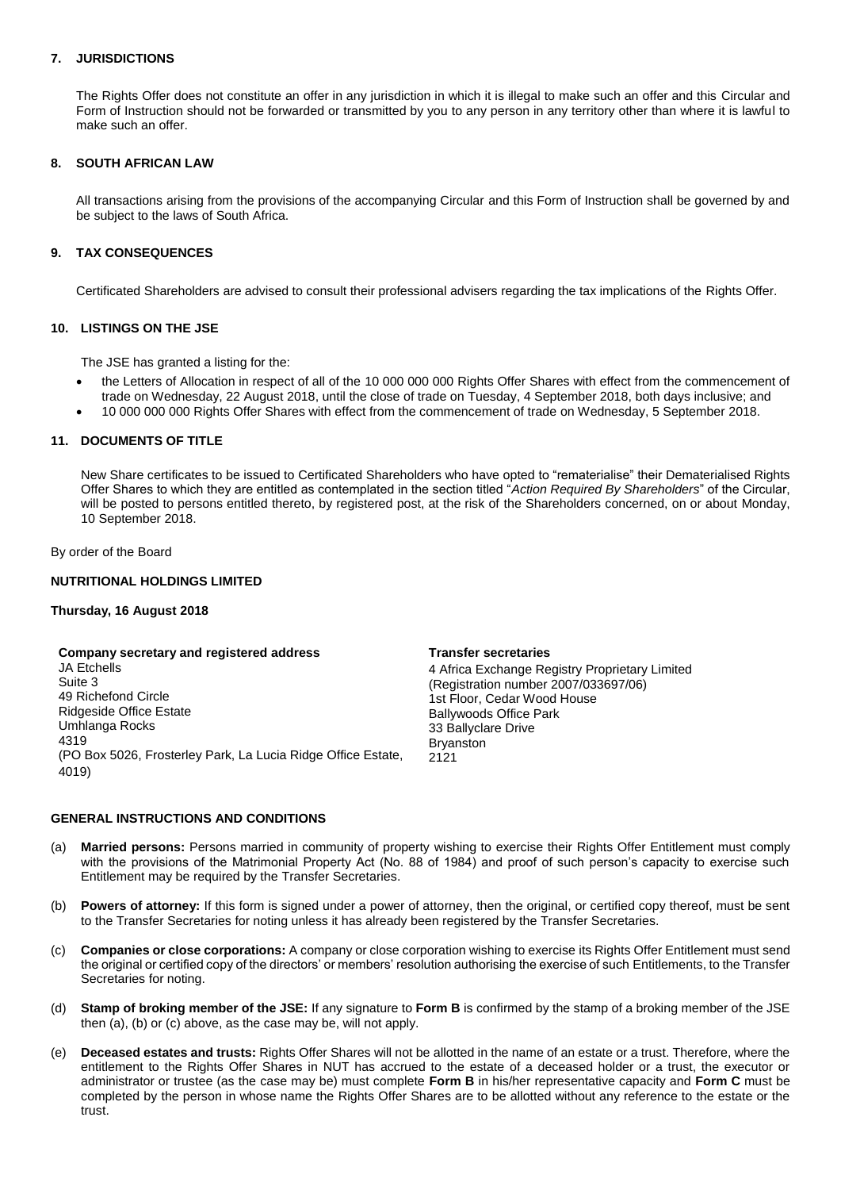## 7. JURISDICTIONS

The Rights Offer does not constitute an offer in any jurisdiction in which it is illegal to make such an offer and this Circular and Form of Instruction should not be forwarded or transmitted by you to any person in any territory other than where it is lawful to make such an offer.

## 8. SOUTH AFRICAN LAW

All transactions arising from the provisions of the accompanying Circular and this Form of Instruction shall be governed by and be subject to the laws of South Africa.

## 9. TAX CONSEQUENCES

Certificated Shareholders are advised to consult their professional advisers regarding the tax implications of the Rights Offer.

## 10. LISTINGS ON THE JSE

The JSE has granted a listing for the:

- the Letters of Allocation in respect of all of the 10 000 000 000 Rights Offer Shares with effect from the commencement of trade on Wednesday, 22 August 2018, until the close of trade on Tuesday, 4 September 2018, both days inclusive; and
- 10 000 000 000 Rights Offer Shares with effect from the commencement of trade on Wednesday, 5 September 2018.

## 11. DOCUMENTS OF TITLE

New Share certificates to be issued to Certificated Shareholders who have opted to "rematerialise" their Dematerialised Rights Offer Shares to which they are entitled as contemplated in the section titled "*Action Required By Shareholders*" of the Circular, will be posted to persons entitled thereto, by registered post, at the risk of the Shareholders concerned, on or about Monday, 10 September 2018.

By order of the Board

**NUTRITIONAL HOLDINGS LIMITED**

**Thursday, 16 August 2018**

**Company secretary and registered address**
JA Etchells
Suite 3
49 Richefond Circle
Ridgeside Office Estate
Umhlanga Rocks
4319
(PO Box 5026, Frosterley Park, La Lucia Ridge Office Estate, 4019)

**Transfer secretaries**
4 Africa Exchange Registry Proprietary Limited
(Registration number 2007/033697/06)
1st Floor, Cedar Wood House
Ballywoods Office Park
33 Ballyclare Drive
Bryanston
2121

## GENERAL INSTRUCTIONS AND CONDITIONS

(a) **Married persons:** Persons married in community of property wishing to exercise their Rights Offer Entitlement must comply with the provisions of the Matrimonial Property Act (No. 88 of 1984) and proof of such person's capacity to exercise such Entitlement may be required by the Transfer Secretaries.

(b) **Powers of attorney:** If this form is signed under a power of attorney, then the original, or certified copy thereof, must be sent to the Transfer Secretaries for noting unless it has already been registered by the Transfer Secretaries.

(c) **Companies or close corporations:** A company or close corporation wishing to exercise its Rights Offer Entitlement must send the original or certified copy of the directors' or members' resolution authorising the exercise of such Entitlements, to the Transfer Secretaries for noting.

(d) **Stamp of broking member of the JSE:** If any signature to **Form B** is confirmed by the stamp of a broking member of the JSE then (a), (b) or (c) above, as the case may be, will not apply.

(e) **Deceased estates and trusts:** Rights Offer Shares will not be allotted in the name of an estate or a trust. Therefore, where the entitlement to the Rights Offer Shares in NUT has accrued to the estate of a deceased holder or a trust, the executor or administrator or trustee (as the case may be) must complete **Form B** in his/her representative capacity and **Form C** must be completed by the person in whose name the Rights Offer Shares are to be allotted without any reference to the estate or the trust.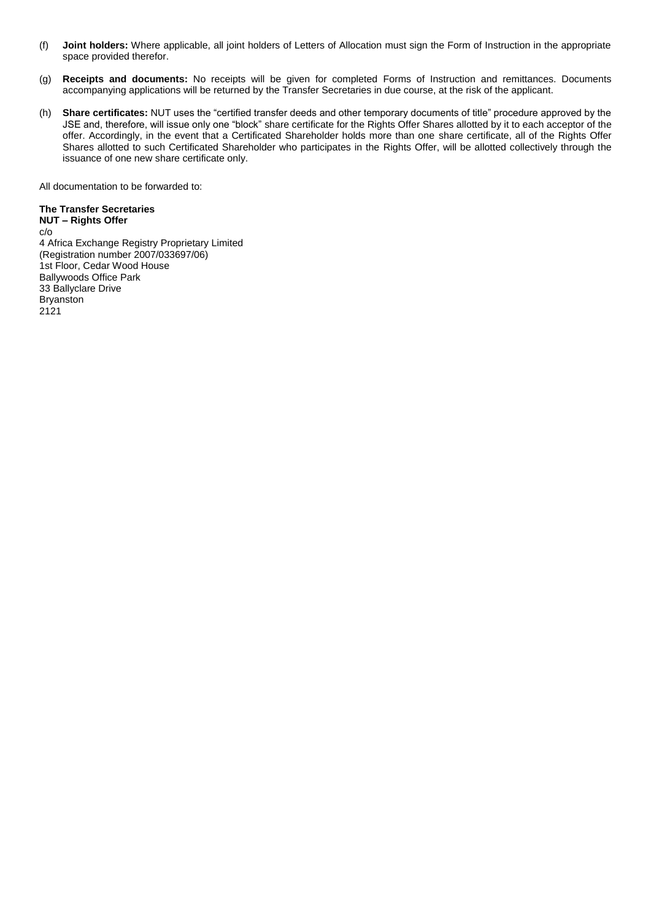(f) **Joint holders:** Where applicable, all joint holders of Letters of Allocation must sign the Form of Instruction in the appropriate space provided therefor.

(g) **Receipts and documents:** No receipts will be given for completed Forms of Instruction and remittances. Documents accompanying applications will be returned by the Transfer Secretaries in due course, at the risk of the applicant.

(h) **Share certificates:** NUT uses the "certified transfer deeds and other temporary documents of title" procedure approved by the JSE and, therefore, will issue only one "block" share certificate for the Rights Offer Shares allotted by it to each acceptor of the offer. Accordingly, in the event that a Certificated Shareholder holds more than one share certificate, all of the Rights Offer Shares allotted to such Certificated Shareholder who participates in the Rights Offer, will be allotted collectively through the issuance of one new share certificate only.

All documentation to be forwarded to:

**The Transfer Secretaries**
**NUT – Rights Offer**
c/o
4 Africa Exchange Registry Proprietary Limited
(Registration number 2007/033697/06)
1st Floor, Cedar Wood House
Ballywoods Office Park
33 Ballyclare Drive
Bryanston
2121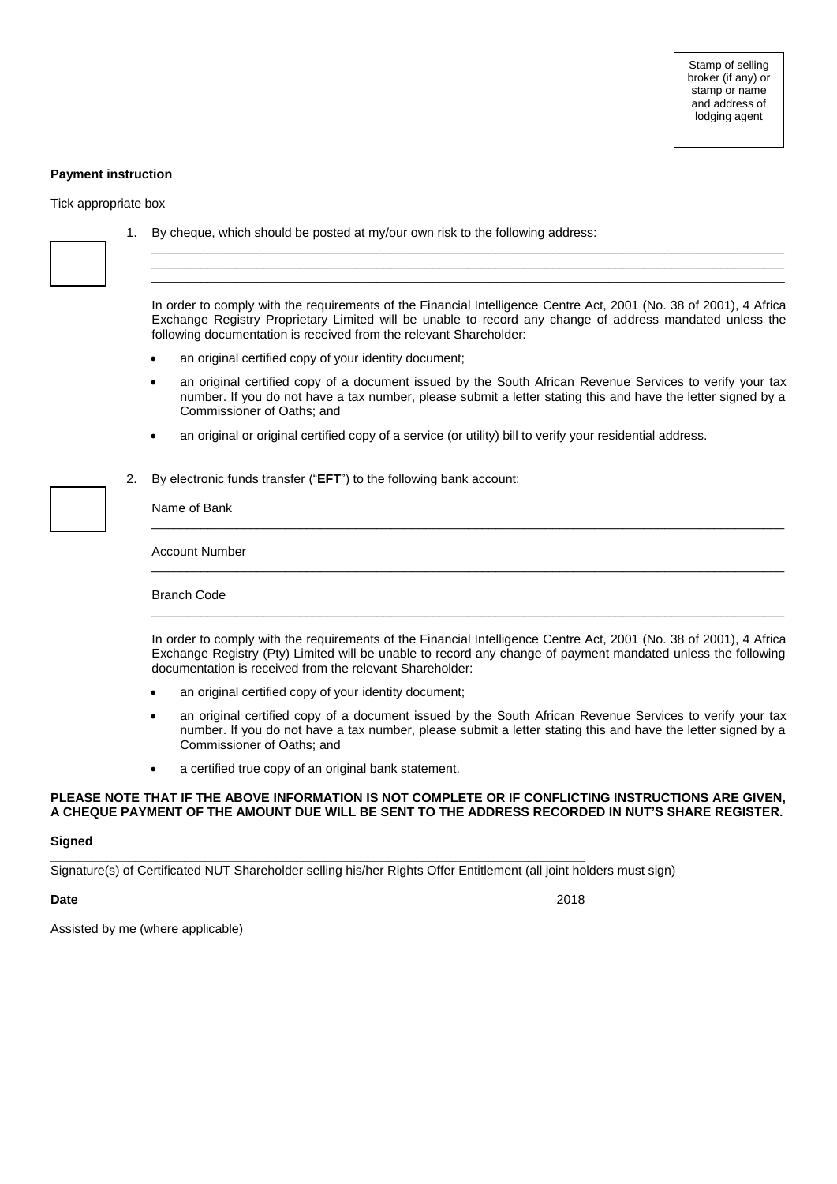Stamp of selling broker (if any) or stamp or name and address of lodging agent

**Payment instruction**

Tick appropriate box

☐ 1. By cheque, which should be posted at my/our own risk to the following address:

\_\_\_\_\_\_\_\_\_\_\_\_\_\_\_\_\_\_\_\_\_\_\_\_\_\_\_\_\_\_\_\_\_\_\_\_\_\_\_\_\_\_\_\_\_\_\_\_\_\_\_\_\_\_\_\_\_\_\_\_\_\_\_\_\_\_\_\_\_\_

\_\_\_\_\_\_\_\_\_\_\_\_\_\_\_\_\_\_\_\_\_\_\_\_\_\_\_\_\_\_\_\_\_\_\_\_\_\_\_\_\_\_\_\_\_\_\_\_\_\_\_\_\_\_\_\_\_\_\_\_\_\_\_\_\_\_\_\_\_\_

\_\_\_\_\_\_\_\_\_\_\_\_\_\_\_\_\_\_\_\_\_\_\_\_\_\_\_\_\_\_\_\_\_\_\_\_\_\_\_\_\_\_\_\_\_\_\_\_\_\_\_\_\_\_\_\_\_\_\_\_\_\_\_\_\_\_\_\_\_\_

In order to comply with the requirements of the Financial Intelligence Centre Act, 2001 (No. 38 of 2001), 4 Africa Exchange Registry Proprietary Limited will be unable to record any change of address mandated unless the following documentation is received from the relevant Shareholder:

- an original certified copy of your identity document;
- an original certified copy of a document issued by the South African Revenue Services to verify your tax number. If you do not have a tax number, please submit a letter stating this and have the letter signed by a Commissioner of Oaths; and
- an original or original certified copy of a service (or utility) bill to verify your residential address.

☐ 2. By electronic funds transfer ("**EFT**") to the following bank account:

Name of Bank \_\_\_\_\_\_\_\_\_\_\_\_\_\_\_\_\_\_\_\_\_\_\_\_\_\_\_\_\_\_\_\_\_\_\_\_\_\_\_\_\_\_\_\_\_\_\_\_\_\_\_\_\_\_

Account Number \_\_\_\_\_\_\_\_\_\_\_\_\_\_\_\_\_\_\_\_\_\_\_\_\_\_\_\_\_\_\_\_\_\_\_\_\_\_\_\_\_\_\_\_\_\_\_\_\_\_\_\_

Branch Code \_\_\_\_\_\_\_\_\_\_\_\_\_\_\_\_\_\_\_\_\_\_\_\_\_\_\_\_\_\_\_\_\_\_\_\_\_\_\_\_\_\_\_\_\_\_\_\_\_\_\_\_\_\_\_

In order to comply with the requirements of the Financial Intelligence Centre Act, 2001 (No. 38 of 2001), 4 Africa Exchange Registry (Pty) Limited will be unable to record any change of payment mandated unless the following documentation is received from the relevant Shareholder:

- an original certified copy of your identity document;
- an original certified copy of a document issued by the South African Revenue Services to verify your tax number. If you do not have a tax number, please submit a letter stating this and have the letter signed by a Commissioner of Oaths; and
- a certified true copy of an original bank statement.

**PLEASE NOTE THAT IF THE ABOVE INFORMATION IS NOT COMPLETE OR IF CONFLICTING INSTRUCTIONS ARE GIVEN, A CHEQUE PAYMENT OF THE AMOUNT DUE WILL BE SENT TO THE ADDRESS RECORDED IN NUT'S SHARE REGISTER.**

**Signed**

\_\_\_\_\_\_\_\_\_\_\_\_\_\_\_\_\_\_\_\_\_\_\_\_\_\_\_\_\_\_\_\_\_\_\_\_\_\_\_\_\_\_\_\_\_\_\_\_\_\_\_\_\_\_\_\_\_\_\_\_\_\_\_\_\_\_\_\_\_\_

Signature(s) of Certificated NUT Shareholder selling his/her Rights Offer Entitlement (all joint holders must sign)

**Date** 2018

\_\_\_\_\_\_\_\_\_\_\_\_\_\_\_\_\_\_\_\_\_\_\_\_\_\_\_\_\_\_\_\_\_\_\_\_\_\_\_\_\_\_\_\_\_\_\_\_\_\_\_\_\_\_\_\_\_\_\_\_\_\_\_\_\_\_\_\_\_\_

Assisted by me (where applicable)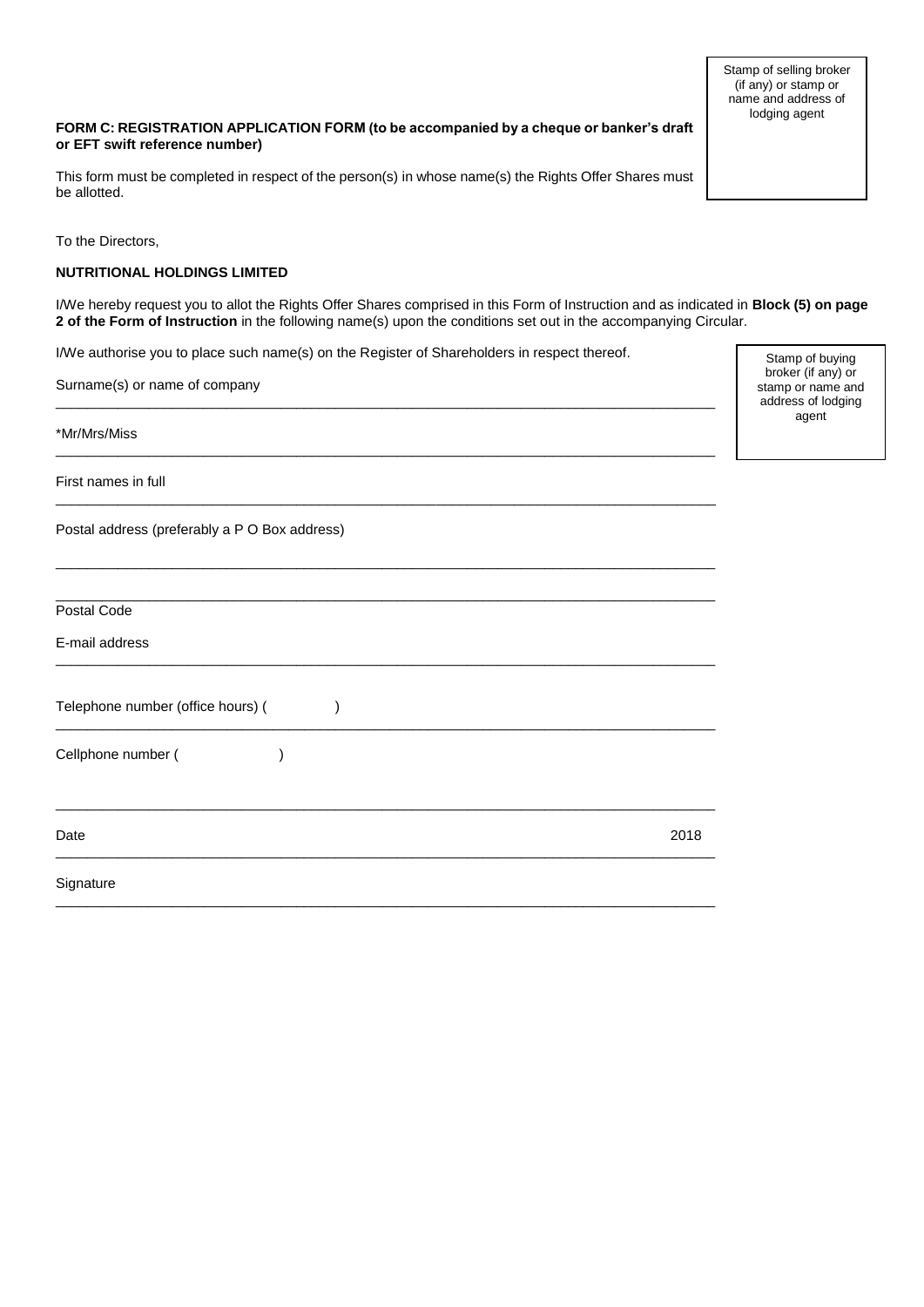Stamp of selling broker (if any) or stamp or name and address of lodging agent

**FORM C: REGISTRATION APPLICATION FORM (to be accompanied by a cheque or banker's draft or EFT swift reference number)**

This form must be completed in respect of the person(s) in whose name(s) the Rights Offer Shares must be allotted.

To the Directors,

**NUTRITIONAL HOLDINGS LIMITED**

I/We hereby request you to allot the Rights Offer Shares comprised in this Form of Instruction and as indicated in **Block (5) on page 2 of the Form of Instruction** in the following name(s) upon the conditions set out in the accompanying Circular.

I/We authorise you to place such name(s) on the Register of Shareholders in respect thereof.

Stamp of buying broker (if any) or stamp or name and address of lodging agent

Surname(s) or name of company

______________________________________________________________________

*Mr/Mrs/Miss

______________________________________________________________________

First names in full

______________________________________________________________________

Postal address (preferably a P O Box address)

______________________________________________________________________

______________________________________________________________________

Postal Code

E-mail address

______________________________________________________________________

Telephone number (office hours) (            )

______________________________________________________________________

Cellphone number (            )

______________________________________________________________________

Date                                                                                                    2018

______________________________________________________________________

Signature

______________________________________________________________________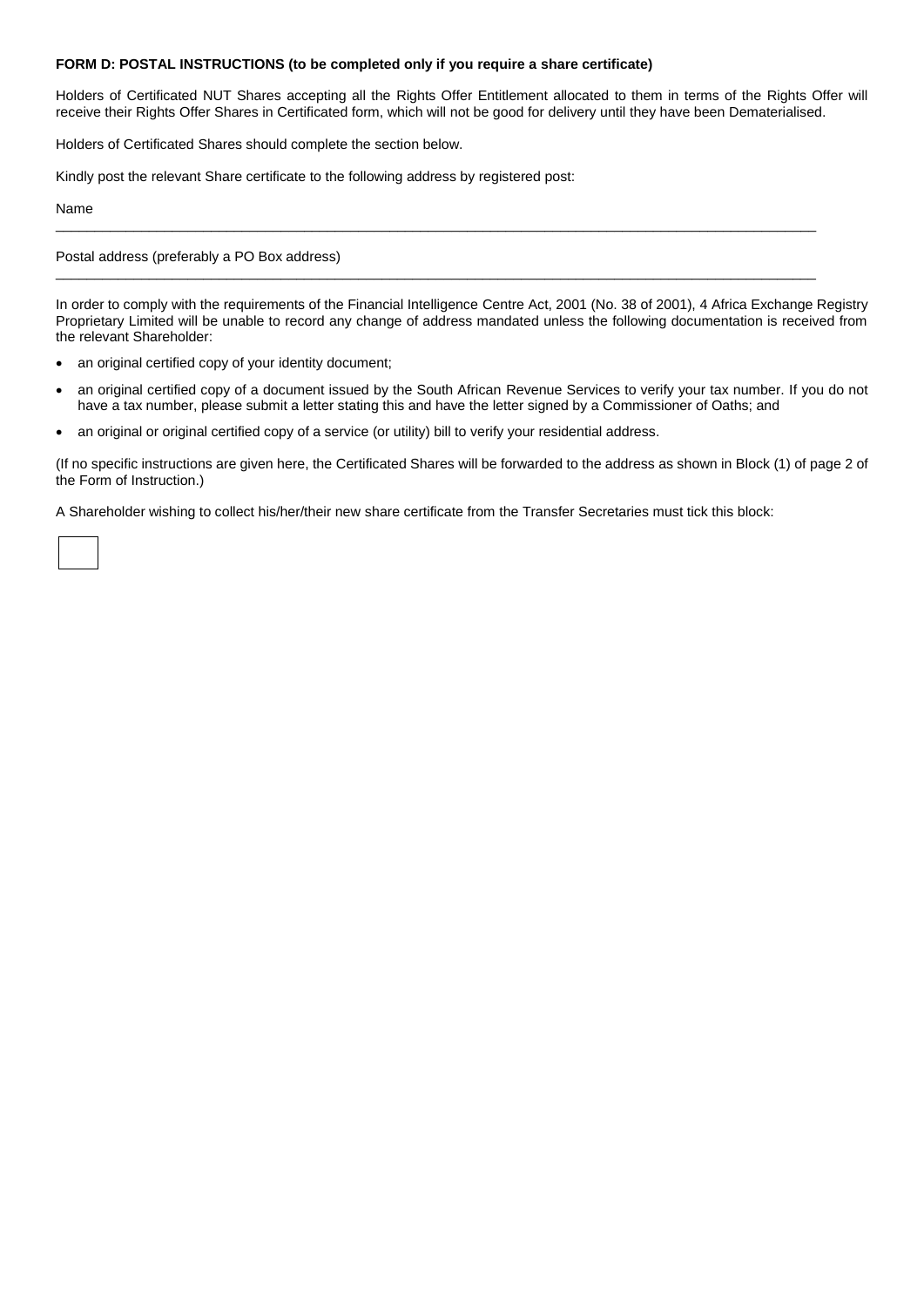**FORM D: POSTAL INSTRUCTIONS (to be completed only if you require a share certificate)**

Holders of Certificated NUT Shares accepting all the Rights Offer Entitlement allocated to them in terms of the Rights Offer will receive their Rights Offer Shares in Certificated form, which will not be good for delivery until they have been Dematerialised.

Holders of Certificated Shares should complete the section below.

Kindly post the relevant Share certificate to the following address by registered post:

Name

\_\_\_\_\_\_\_\_\_\_\_\_\_\_\_\_\_\_\_\_\_\_\_\_\_\_\_\_\_\_\_\_\_\_\_\_\_\_\_\_\_\_\_\_\_\_\_\_\_\_\_\_\_\_\_\_\_\_\_\_\_\_\_\_\_\_\_\_\_\_\_\_\_\_\_\_\_\_

Postal address (preferably a PO Box address)

\_\_\_\_\_\_\_\_\_\_\_\_\_\_\_\_\_\_\_\_\_\_\_\_\_\_\_\_\_\_\_\_\_\_\_\_\_\_\_\_\_\_\_\_\_\_\_\_\_\_\_\_\_\_\_\_\_\_\_\_\_\_\_\_\_\_\_\_\_\_\_\_\_\_\_\_\_\_

In order to comply with the requirements of the Financial Intelligence Centre Act, 2001 (No. 38 of 2001), 4 Africa Exchange Registry Proprietary Limited will be unable to record any change of address mandated unless the following documentation is received from the relevant Shareholder:

- an original certified copy of your identity document;
- an original certified copy of a document issued by the South African Revenue Services to verify your tax number. If you do not have a tax number, please submit a letter stating this and have the letter signed by a Commissioner of Oaths; and
- an original or original certified copy of a service (or utility) bill to verify your residential address.

(If no specific instructions are given here, the Certificated Shares will be forwarded to the address as shown in Block (1) of page 2 of the Form of Instruction.)

A Shareholder wishing to collect his/her/their new share certificate from the Transfer Secretaries must tick this block:

☐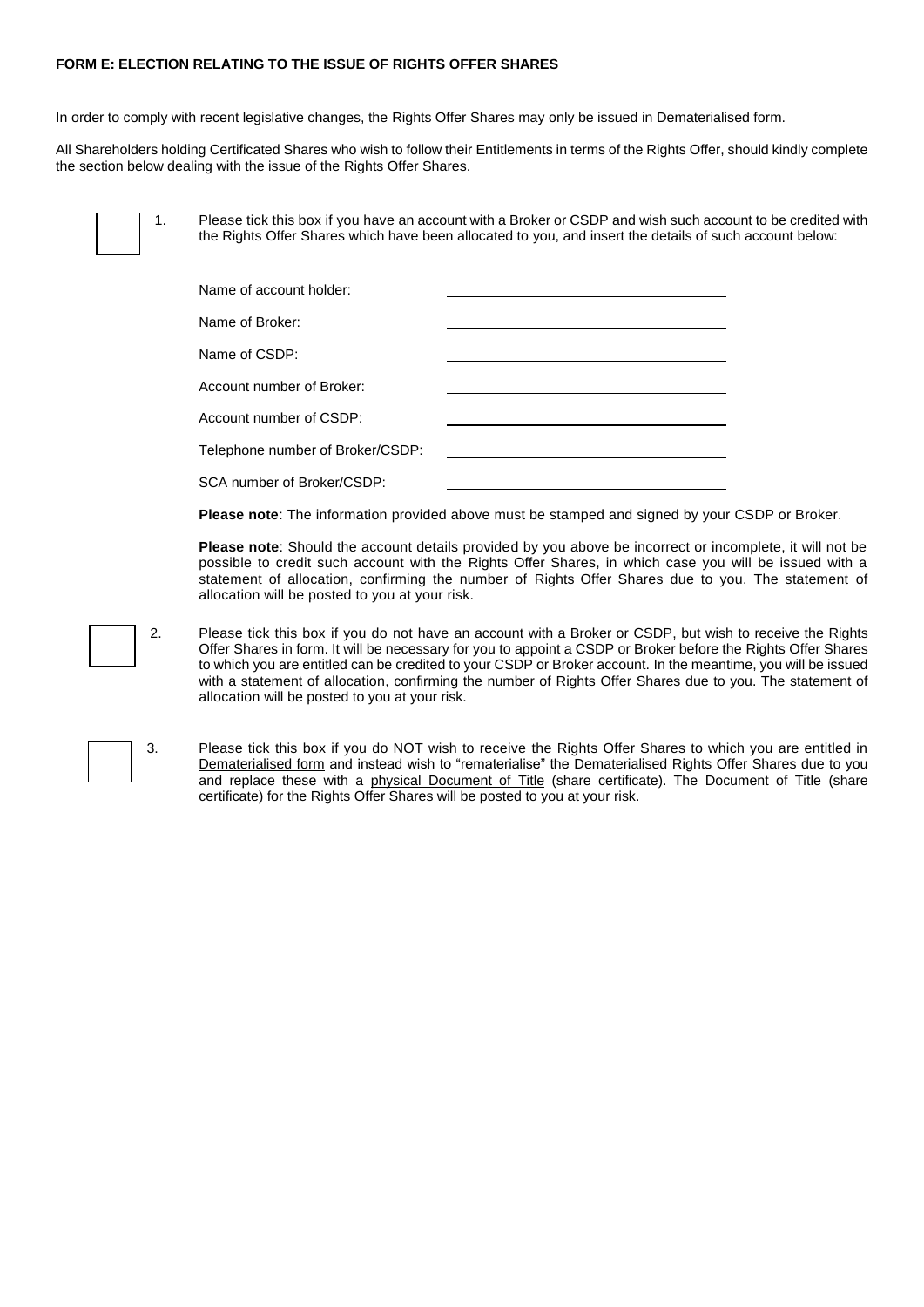**FORM E: ELECTION RELATING TO THE ISSUE OF RIGHTS OFFER SHARES**

In order to comply with recent legislative changes, the Rights Offer Shares may only be issued in Dematerialised form.

All Shareholders holding Certificated Shares who wish to follow their Entitlements in terms of the Rights Offer, should kindly complete the section below dealing with the issue of the Rights Offer Shares.

☐ 1. Please tick this box if you have an account with a Broker or CSDP and wish such account to be credited with the Rights Offer Shares which have been allocated to you, and insert the details of such account below:

Name of account holder: ______________________________

Name of Broker: ______________________________

Name of CSDP: ______________________________

Account number of Broker: ______________________________

Account number of CSDP: ______________________________

Telephone number of Broker/CSDP: ______________________________

SCA number of Broker/CSDP: ______________________________

**Please note**: The information provided above must be stamped and signed by your CSDP or Broker.

**Please note**: Should the account details provided by you above be incorrect or incomplete, it will not be possible to credit such account with the Rights Offer Shares, in which case you will be issued with a statement of allocation, confirming the number of Rights Offer Shares due to you. The statement of allocation will be posted to you at your risk.

☐ 2. Please tick this box if you do not have an account with a Broker or CSDP, but wish to receive the Rights Offer Shares in form. It will be necessary for you to appoint a CSDP or Broker before the Rights Offer Shares to which you are entitled can be credited to your CSDP or Broker account. In the meantime, you will be issued with a statement of allocation, confirming the number of Rights Offer Shares due to you. The statement of allocation will be posted to you at your risk.

☐ 3. Please tick this box if you do NOT wish to receive the Rights Offer Shares to which you are entitled in Dematerialised form and instead wish to "rematerialise" the Dematerialised Rights Offer Shares due to you and replace these with a physical Document of Title (share certificate). The Document of Title (share certificate) for the Rights Offer Shares will be posted to you at your risk.